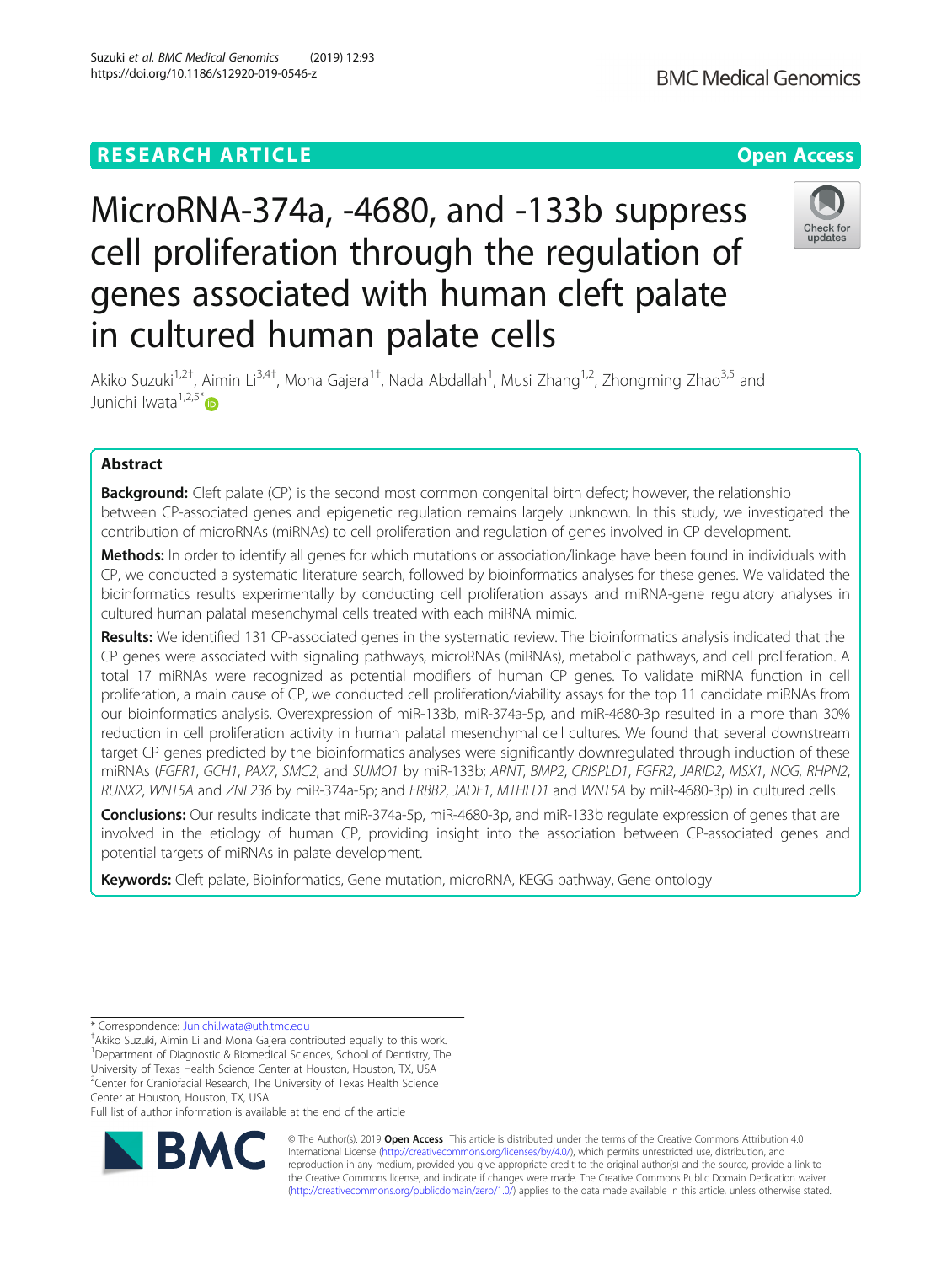RESEARCH ARTICLE

Open Access

# MicroRNA-374a, -4680, and -133b suppress cell proliferation through the regulation of genes associated with human cleft palate in cultured human palate cells

Akiko Suzuki[1,2†], Aimin Li[3,4†], Mona Gajera[1†], Nada Abdallah[1], Musi Zhang[1,2], Zhongming Zhao[3,5] and Junichi Iwata[1,2,5*]

## Abstract

**Background:** Cleft palate (CP) is the second most common congenital birth defect; however, the relationship between CP-associated genes and epigenetic regulation remains largely unknown. In this study, we investigated the contribution of microRNAs (miRNAs) to cell proliferation and regulation of genes involved in CP development.

**Methods:** In order to identify all genes for which mutations or association/linkage have been found in individuals with CP, we conducted a systematic literature search, followed by bioinformatics analyses for these genes. We validated the bioinformatics results experimentally by conducting cell proliferation assays and miRNA-gene regulatory analyses in cultured human palatal mesenchymal cells treated with each miRNA mimic.

**Results:** We identified 131 CP-associated genes in the systematic review. The bioinformatics analysis indicated that the CP genes were associated with signaling pathways, microRNAs (miRNAs), metabolic pathways, and cell proliferation. A total 17 miRNAs were recognized as potential modifiers of human CP genes. To validate miRNA function in cell proliferation, a main cause of CP, we conducted cell proliferation/viability assays for the top 11 candidate miRNAs from our bioinformatics analysis. Overexpression of miR-133b, miR-374a-5p, and miR-4680-3p resulted in a more than 30% reduction in cell proliferation activity in human palatal mesenchymal cell cultures. We found that several downstream target CP genes predicted by the bioinformatics analyses were significantly downregulated through induction of these miRNAs (*FGFR1*, *GCH1*, *PAX7*, *SMC2*, and *SUMO1* by miR-133b; *ARNT*, *BMP2*, *CRISPLD1*, *FGFR2*, *JARID2*, *MSX1*, *NOG*, *RHPN2*, *RUNX2*, *WNT5A* and *ZNF236* by miR-374a-5p; and *ERBB2*, *JADE1*, *MTHFD1* and *WNT5A* by miR-4680-3p) in cultured cells.

**Conclusions:** Our results indicate that miR-374a-5p, miR-4680-3p, and miR-133b regulate expression of genes that are involved in the etiology of human CP, providing insight into the association between CP-associated genes and potential targets of miRNAs in palate development.

**Keywords:** Cleft palate, Bioinformatics, Gene mutation, microRNA, KEGG pathway, Gene ontology

---

* Correspondence: Junichi.Iwata@uth.tmc.edu
†Akiko Suzuki, Aimin Li and Mona Gajera contributed equally to this work.
[1]Department of Diagnostic & Biomedical Sciences, School of Dentistry, The University of Texas Health Science Center at Houston, Houston, TX, USA
[2]Center for Craniofacial Research, The University of Texas Health Science Center at Houston, Houston, TX, USA
Full list of author information is available at the end of the article

© The Author(s). 2019 **Open Access** This article is distributed under the terms of the Creative Commons Attribution 4.0 International License (http://creativecommons.org/licenses/by/4.0/), which permits unrestricted use, distribution, and reproduction in any medium, provided you give appropriate credit to the original author(s) and the source, provide a link to the Creative Commons license, and indicate if changes were made. The Creative Commons Public Domain Dedication waiver (http://creativecommons.org/publicdomain/zero/1.0/) applies to the data made available in this article, unless otherwise stated.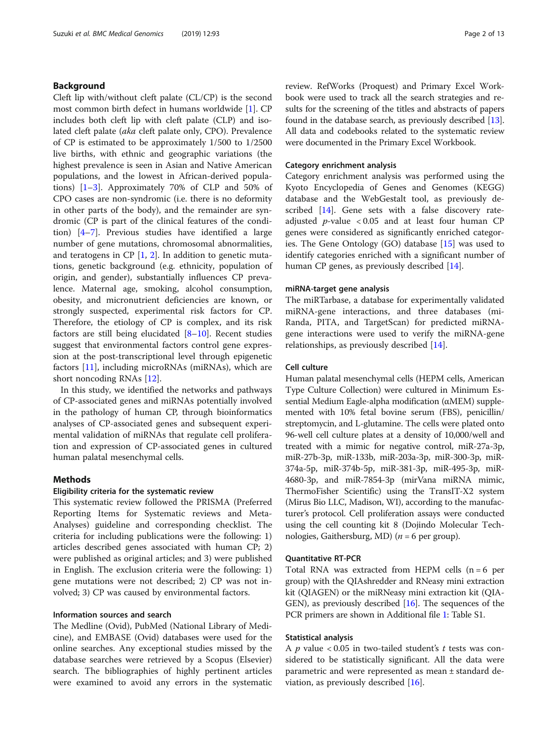## Background

Cleft lip with/without cleft palate (CL/CP) is the second most common birth defect in humans worldwide [1]. CP includes both cleft lip with cleft palate (CLP) and isolated cleft palate (*aka* cleft palate only, CPO). Prevalence of CP is estimated to be approximately 1/500 to 1/2500 live births, with ethnic and geographic variations (the highest prevalence is seen in Asian and Native American populations, and the lowest in African-derived populations) [1–3]. Approximately 70% of CLP and 50% of CPO cases are non-syndromic (i.e. there is no deformity in other parts of the body), and the remainder are syndromic (CP is part of the clinical features of the condition) [4–7]. Previous studies have identified a large number of gene mutations, chromosomal abnormalities, and teratogens in CP [1, 2]. In addition to genetic mutations, genetic background (e.g. ethnicity, population of origin, and gender), substantially influences CP prevalence. Maternal age, smoking, alcohol consumption, obesity, and micronutrient deficiencies are known, or strongly suspected, experimental risk factors for CP. Therefore, the etiology of CP is complex, and its risk factors are still being elucidated [8–10]. Recent studies suggest that environmental factors control gene expression at the post-transcriptional level through epigenetic factors [11], including microRNAs (miRNAs), which are short noncoding RNAs [12].

In this study, we identified the networks and pathways of CP-associated genes and miRNAs potentially involved in the pathology of human CP, through bioinformatics analyses of CP-associated genes and subsequent experimental validation of miRNAs that regulate cell proliferation and expression of CP-associated genes in cultured human palatal mesenchymal cells.

## Methods

### Eligibility criteria for the systematic review

This systematic review followed the PRISMA (Preferred Reporting Items for Systematic reviews and Meta-Analyses) guideline and corresponding checklist. The criteria for including publications were the following: 1) articles described genes associated with human CP; 2) were published as original articles; and 3) were published in English. The exclusion criteria were the following: 1) gene mutations were not described; 2) CP was not involved; 3) CP was caused by environmental factors.

### Information sources and search

The Medline (Ovid), PubMed (National Library of Medicine), and EMBASE (Ovid) databases were used for the online searches. Any exceptional studies missed by the database searches were retrieved by a Scopus (Elsevier) search. The bibliographies of highly pertinent articles were examined to avoid any errors in the systematic review. RefWorks (Proquest) and Primary Excel Workbook were used to track all the search strategies and results for the screening of the titles and abstracts of papers found in the database search, as previously described [13]. All data and codebooks related to the systematic review were documented in the Primary Excel Workbook.

### Category enrichment analysis

Category enrichment analysis was performed using the Kyoto Encyclopedia of Genes and Genomes (KEGG) database and the WebGestalt tool, as previously described [14]. Gene sets with a false discovery rate-adjusted $p$-value $< 0.05$ and at least four human CP genes were considered as significantly enriched categories. The Gene Ontology (GO) database [15] was used to identify categories enriched with a significant number of human CP genes, as previously described [14].

### miRNA-target gene analysis

The miRTarbase, a database for experimentally validated miRNA-gene interactions, and three databases (miRanda, PITA, and TargetScan) for predicted miRNA-gene interactions were used to verify the miRNA-gene relationships, as previously described [14].

### Cell culture

Human palatal mesenchymal cells (HEPM cells, American Type Culture Collection) were cultured in Minimum Essential Medium Eagle-alpha modification (αMEM) supplemented with 10% fetal bovine serum (FBS), penicillin/streptomycin, and L-glutamine. The cells were plated onto 96-well cell culture plates at a density of 10,000/well and treated with a mimic for negative control, miR-27a-3p, miR-27b-3p, miR-133b, miR-203a-3p, miR-300-3p, miR-374a-5p, miR-374b-5p, miR-381-3p, miR-495-3p, miR-4680-3p, and miR-7854-3p (mirVana miRNA mimic, ThermoFisher Scientific) using the TransIT-X2 system (Mirus Bio LLC, Madison, WI), according to the manufacturer's protocol. Cell proliferation assays were conducted using the cell counting kit 8 (Dojindo Molecular Technologies, Gaithersburg, MD) ($n = 6$ per group).

### Quantitative RT-PCR

Total RNA was extracted from HEPM cells ($n = 6$ per group) with the QIAshredder and RNeasy mini extraction kit (QIAGEN) or the miRNeasy mini extraction kit (QIAGEN), as previously described [16]. The sequences of the PCR primers are shown in Additional file 1: Table S1.

### Statistical analysis

A $p$ value $< 0.05$ in two-tailed student's $t$ tests was considered to be statistically significant. All the data were parametric and were represented as mean ± standard deviation, as previously described [16].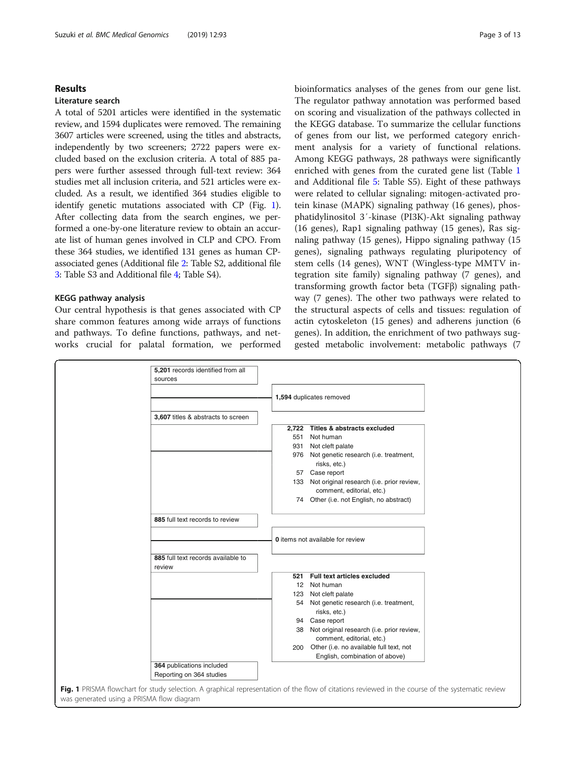## Results

### Literature search

A total of 5201 articles were identified in the systematic review, and 1594 duplicates were removed. The remaining 3607 articles were screened, using the titles and abstracts, independently by two screeners; 2722 papers were excluded based on the exclusion criteria. A total of 885 papers were further assessed through full-text review: 364 studies met all inclusion criteria, and 521 articles were excluded. As a result, we identified 364 studies eligible to identify genetic mutations associated with CP (Fig. 1). After collecting data from the search engines, we performed a one-by-one literature review to obtain an accurate list of human genes involved in CLP and CPO. From these 364 studies, we identified 131 genes as human CP-associated genes (Additional file 2: Table S2, additional file 3: Table S3 and Additional file 4; Table S4).

### KEGG pathway analysis

Our central hypothesis is that genes associated with CP share common features among wide arrays of functions and pathways. To define functions, pathways, and networks crucial for palatal formation, we performed bioinformatics analyses of the genes from our gene list. The regulator pathway annotation was performed based on scoring and visualization of the pathways collected in the KEGG database. To summarize the cellular functions of genes from our list, we performed category enrichment analysis for a variety of functional relations. Among KEGG pathways, 28 pathways were significantly enriched with genes from the curated gene list (Table 1 and Additional file 5: Table S5). Eight of these pathways were related to cellular signaling: mitogen-activated protein kinase (MAPK) signaling pathway (16 genes), phosphatidylinositol 3′-kinase (PI3K)-Akt signaling pathway (16 genes), Rap1 signaling pathway (15 genes), Ras signaling pathway (15 genes), Hippo signaling pathway (15 genes), signaling pathways regulating pluripotency of stem cells (14 genes), WNT (Wingless-type MMTV integration site family) signaling pathway (7 genes), and transforming growth factor beta (TGFβ) signaling pathway (7 genes). The other two pathways were related to the structural aspects of cells and tissues: regulation of actin cytoskeleton (15 genes) and adherens junction (6 genes). In addition, the enrichment of two pathways suggested metabolic involvement: metabolic pathways (7

**5,201** records identified from all sources

- **1,594** duplicates removed

**3,607** titles & abstracts to screen

| | |
|---|---|
| **2,722** | **Titles & abstracts excluded** |
| 551 | Not human |
| 931 | Not cleft palate |
| 976 | Not genetic research (i.e. treatment, risks, etc.) |
| 57 | Case report |
| 133 | Not original research (i.e. prior review, comment, editorial, etc.) |
| 74 | Other (i.e. not English, no abstract) |

**885** full text records to review

- **0** items not available for review

**885** full text records available to review

| | |
|---|---|
| **521** | **Full text articles excluded** |
| 12 | Not human |
| 123 | Not cleft palate |
| 54 | Not genetic research (i.e. treatment, risks, etc.) |
| 94 | Case report |
| 38 | Not original research (i.e. prior review, comment, editorial, etc.) |
| 200 | Other (i.e. no available full text, not English, combination of above) |

**364** publications included
Reporting on 364 studies

**Fig. 1** PRISMA flowchart for study selection. A graphical representation of the flow of citations reviewed in the course of the systematic review was generated using a PRISMA flow diagram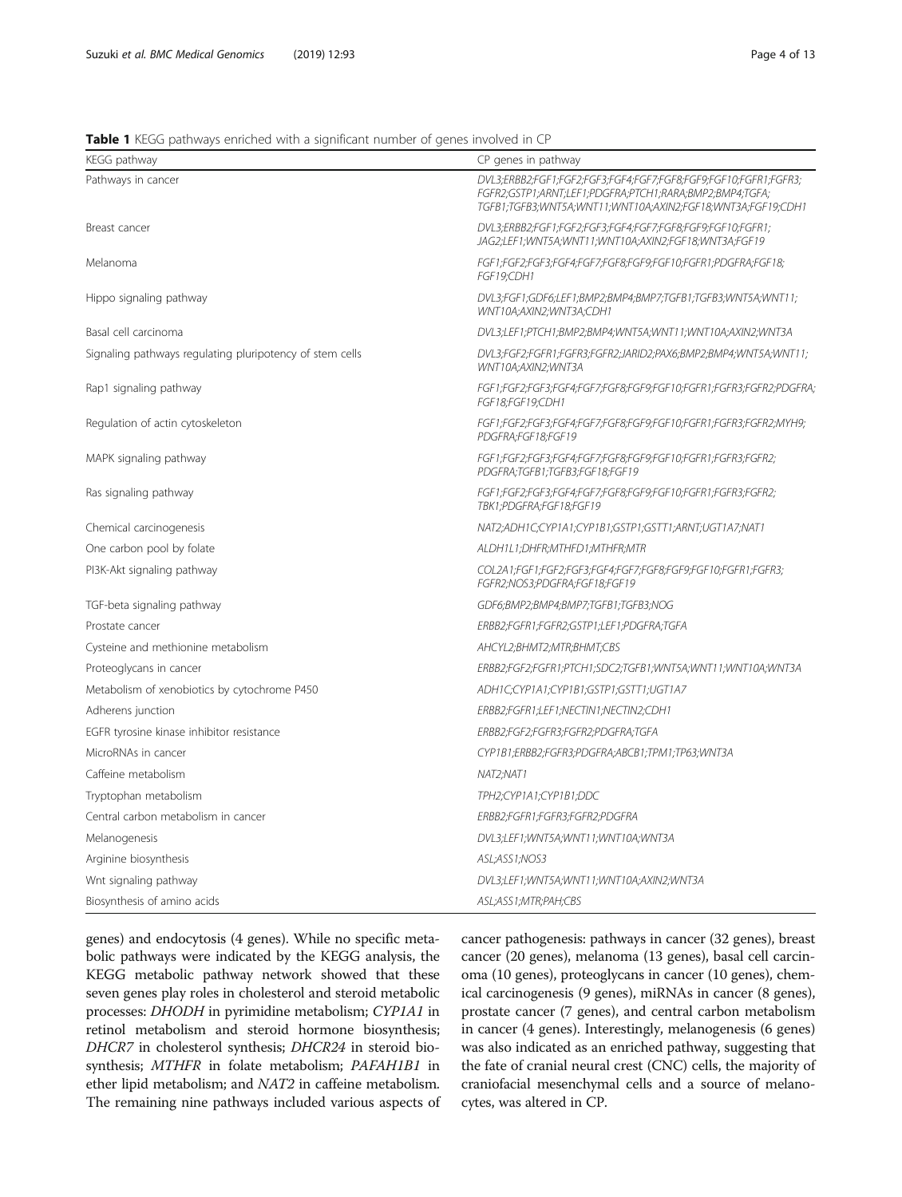**Table 1** KEGG pathways enriched with a significant number of genes involved in CP

| KEGG pathway | CP genes in pathway |
| --- | --- |
| Pathways in cancer | *DVL3;ERBB2;FGF1;FGF2;FGF3;FGF4;FGF7;FGF8;FGF9;FGF10;FGFR1;FGFR3;FGFR2;GSTP1;ARNT;LEF1;PDGFRA;PTCH1;RARA;BMP2;BMP4;TGFA;TGFB1;TGFB3;WNT5A;WNT11;WNT10A;AXIN2;FGF18;WNT3A;FGF19;CDH1* |
| Breast cancer | *DVL3;ERBB2;FGF1;FGF2;FGF3;FGF4;FGF7;FGF8;FGF9;FGF10;FGFR1;JAG2;LEF1;WNT5A;WNT11;WNT10A;AXIN2;FGF18;WNT3A;FGF19* |
| Melanoma | *FGF1;FGF2;FGF3;FGF4;FGF7;FGF8;FGF9;FGF10;FGFR1;PDGFRA;FGF18;FGF19;CDH1* |
| Hippo signaling pathway | *DVL3;FGF1;GDF6;LEF1;BMP2;BMP4;BMP7;TGFB1;TGFB3;WNT5A;WNT11;WNT10A;AXIN2;WNT3A;CDH1* |
| Basal cell carcinoma | *DVL3;LEF1;PTCH1;BMP2;BMP4;WNT5A;WNT11;WNT10A;AXIN2;WNT3A* |
| Signaling pathways regulating pluripotency of stem cells | *DVL3;FGF2;FGFR1;FGFR3;FGFR2;JARID2;PAX6;BMP2;BMP4;WNT5A;WNT11;WNT10A;AXIN2;WNT3A* |
| Rap1 signaling pathway | *FGF1;FGF2;FGF3;FGF4;FGF7;FGF8;FGF9;FGF10;FGFR1;FGFR3;FGFR2;PDGFRA;FGF18;FGF19;CDH1* |
| Regulation of actin cytoskeleton | *FGF1;FGF2;FGF3;FGF4;FGF7;FGF8;FGF9;FGF10;FGFR1;FGFR3;FGFR2;MYH9;PDGFRA;FGF18;FGF19* |
| MAPK signaling pathway | *FGF1;FGF2;FGF3;FGF4;FGF7;FGF8;FGF9;FGF10;FGFR1;FGFR3;FGFR2;PDGFRA;TGFB1;TGFB3;FGF18;FGF19* |
| Ras signaling pathway | *FGF1;FGF2;FGF3;FGF4;FGF7;FGF8;FGF9;FGF10;FGFR1;FGFR3;FGFR2;TBK1;PDGFRA;FGF18;FGF19* |
| Chemical carcinogenesis | *NAT2;ADH1C;CYP1A1;CYP1B1;GSTP1;GSTT1;ARNT;UGT1A7;NAT1* |
| One carbon pool by folate | *ALDH1L1;DHFR;MTHFD1;MTHFR;MTR* |
| PI3K-Akt signaling pathway | *COL2A1;FGF1;FGF2;FGF3;FGF4;FGF7;FGF8;FGF9;FGF10;FGFR1;FGFR3;FGFR2;NOS3;PDGFRA;FGF18;FGF19* |
| TGF-beta signaling pathway | *GDF6;BMP2;BMP4;BMP7;TGFB1;TGFB3;NOG* |
| Prostate cancer | *ERBB2;FGFR1;FGFR2;GSTP1;LEF1;PDGFRA;TGFA* |
| Cysteine and methionine metabolism | *AHCYL2;BHMT2;MTR;BHMT;CBS* |
| Proteoglycans in cancer | *ERBB2;FGF2;FGFR1;PTCH1;SDC2;TGFB1;WNT5A;WNT11;WNT10A;WNT3A* |
| Metabolism of xenobiotics by cytochrome P450 | *ADH1C;CYP1A1;CYP1B1;GSTP1;GSTT1;UGT1A7* |
| Adherens junction | *ERBB2;FGFR1;LEF1;NECTIN1;NECTIN2;CDH1* |
| EGFR tyrosine kinase inhibitor resistance | *ERBB2;FGF2;FGFR3;FGFR2;PDGFRA;TGFA* |
| MicroRNAs in cancer | *CYP1B1;ERBB2;FGFR3;PDGFRA;ABCB1;TPM1;TP63;WNT3A* |
| Caffeine metabolism | *NAT2;NAT1* |
| Tryptophan metabolism | *TPH2;CYP1A1;CYP1B1;DDC* |
| Central carbon metabolism in cancer | *ERBB2;FGFR1;FGFR3;FGFR2;PDGFRA* |
| Melanogenesis | *DVL3;LEF1;WNT5A;WNT11;WNT10A;WNT3A* |
| Arginine biosynthesis | *ASL;ASS1;NOS3* |
| Wnt signaling pathway | *DVL3;LEF1;WNT5A;WNT11;WNT10A;AXIN2;WNT3A* |
| Biosynthesis of amino acids | *ASL;ASS1;MTR;PAH;CBS* |

genes) and endocytosis (4 genes). While no specific metabolic pathways were indicated by the KEGG analysis, the KEGG metabolic pathway network showed that these seven genes play roles in cholesterol and steroid metabolic processes: *DHODH* in pyrimidine metabolism; *CYP1A1* in retinol metabolism and steroid hormone biosynthesis; *DHCR7* in cholesterol synthesis; *DHCR24* in steroid biosynthesis; *MTHFR* in folate metabolism; *PAFAH1B1* in ether lipid metabolism; and *NAT2* in caffeine metabolism. The remaining nine pathways included various aspects of cancer pathogenesis: pathways in cancer (32 genes), breast cancer (20 genes), melanoma (13 genes), basal cell carcinoma (10 genes), proteoglycans in cancer (10 genes), chemical carcinogenesis (9 genes), miRNAs in cancer (8 genes), prostate cancer (7 genes), and central carbon metabolism in cancer (4 genes). Interestingly, melanogenesis (6 genes) was also indicated as an enriched pathway, suggesting that the fate of cranial neural crest (CNC) cells, the majority of craniofacial mesenchymal cells and a source of melanocytes, was altered in CP.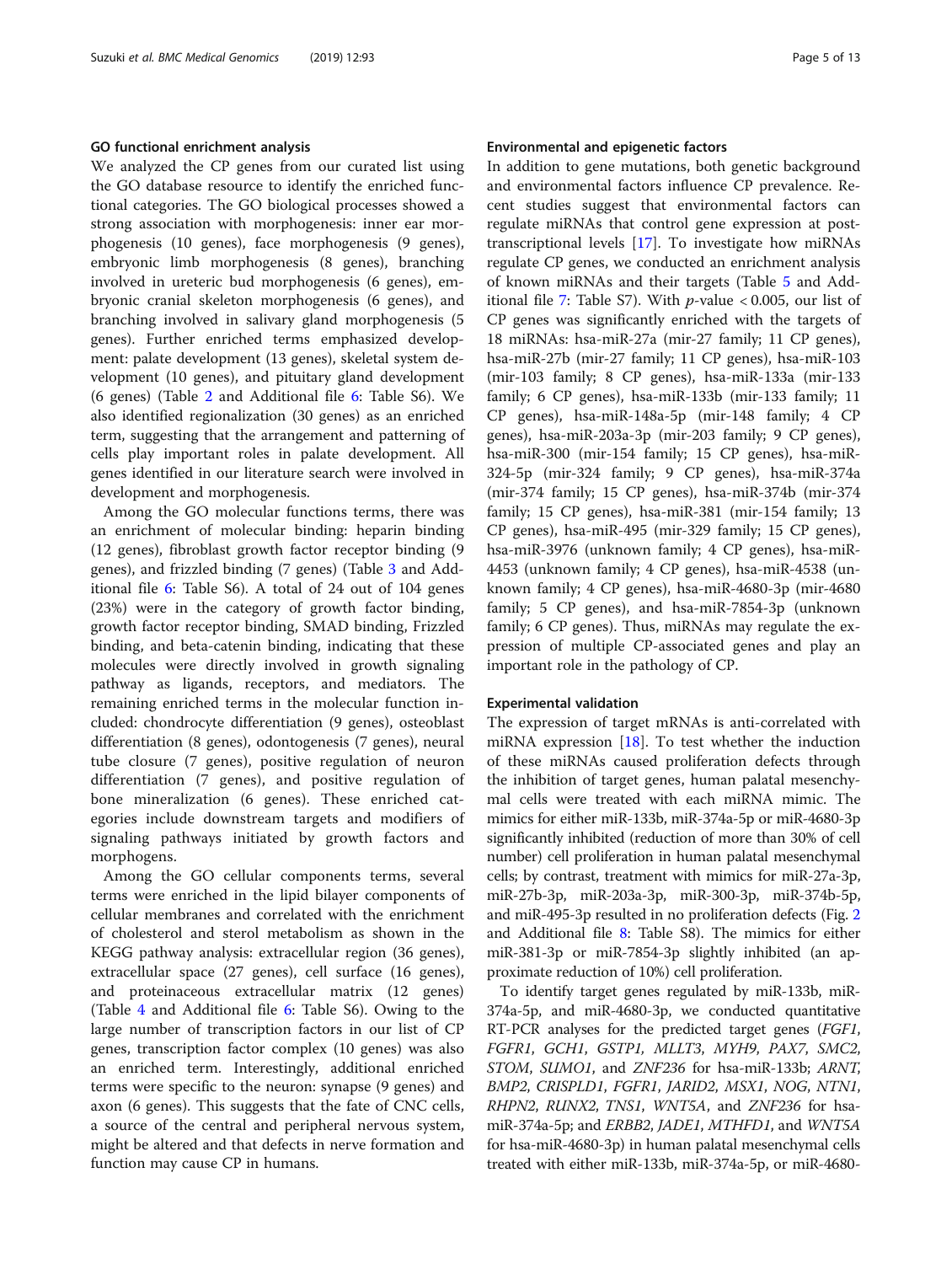### GO functional enrichment analysis

We analyzed the CP genes from our curated list using the GO database resource to identify the enriched functional categories. The GO biological processes showed a strong association with morphogenesis: inner ear morphogenesis (10 genes), face morphogenesis (9 genes), embryonic limb morphogenesis (8 genes), branching involved in ureteric bud morphogenesis (6 genes), embryonic cranial skeleton morphogenesis (6 genes), and branching involved in salivary gland morphogenesis (5 genes). Further enriched terms emphasized development: palate development (13 genes), skeletal system development (10 genes), and pituitary gland development (6 genes) (Table 2 and Additional file 6: Table S6). We also identified regionalization (30 genes) as an enriched term, suggesting that the arrangement and patterning of cells play important roles in palate development. All genes identified in our literature search were involved in development and morphogenesis.

Among the GO molecular functions terms, there was an enrichment of molecular binding: heparin binding (12 genes), fibroblast growth factor receptor binding (9 genes), and frizzled binding (7 genes) (Table 3 and Additional file 6: Table S6). A total of 24 out of 104 genes (23%) were in the category of growth factor binding, growth factor receptor binding, SMAD binding, Frizzled binding, and beta-catenin binding, indicating that these molecules were directly involved in growth signaling pathway as ligands, receptors, and mediators. The remaining enriched terms in the molecular function included: chondrocyte differentiation (9 genes), osteoblast differentiation (8 genes), odontogenesis (7 genes), neural tube closure (7 genes), positive regulation of neuron differentiation (7 genes), and positive regulation of bone mineralization (6 genes). These enriched categories include downstream targets and modifiers of signaling pathways initiated by growth factors and morphogens.

Among the GO cellular components terms, several terms were enriched in the lipid bilayer components of cellular membranes and correlated with the enrichment of cholesterol and sterol metabolism as shown in the KEGG pathway analysis: extracellular region (36 genes), extracellular space (27 genes), cell surface (16 genes), and proteinaceous extracellular matrix (12 genes) (Table 4 and Additional file 6: Table S6). Owing to the large number of transcription factors in our list of CP genes, transcription factor complex (10 genes) was also an enriched term. Interestingly, additional enriched terms were specific to the neuron: synapse (9 genes) and axon (6 genes). This suggests that the fate of CNC cells, a source of the central and peripheral nervous system, might be altered and that defects in nerve formation and function may cause CP in humans.

### Environmental and epigenetic factors

In addition to gene mutations, both genetic background and environmental factors influence CP prevalence. Recent studies suggest that environmental factors can regulate miRNAs that control gene expression at post-transcriptional levels [17]. To investigate how miRNAs regulate CP genes, we conducted an enrichment analysis of known miRNAs and their targets (Table 5 and Additional file 7: Table S7). With $p$-value < 0.005, our list of CP genes was significantly enriched with the targets of 18 miRNAs: hsa-miR-27a (mir-27 family; 11 CP genes), hsa-miR-27b (mir-27 family; 11 CP genes), hsa-miR-103 (mir-103 family; 8 CP genes), hsa-miR-133a (mir-133 family; 6 CP genes), hsa-miR-133b (mir-133 family; 11 CP genes), hsa-miR-148a-5p (mir-148 family; 4 CP genes), hsa-miR-203a-3p (mir-203 family; 9 CP genes), hsa-miR-300 (mir-154 family; 15 CP genes), hsa-miR-324-5p (mir-324 family; 9 CP genes), hsa-miR-374a (mir-374 family; 15 CP genes), hsa-miR-374b (mir-374 family; 15 CP genes), hsa-miR-381 (mir-154 family; 13 CP genes), hsa-miR-495 (mir-329 family; 15 CP genes), hsa-miR-3976 (unknown family; 4 CP genes), hsa-miR-4453 (unknown family; 4 CP genes), hsa-miR-4538 (unknown family; 4 CP genes), hsa-miR-4680-3p (mir-4680 family; 5 CP genes), and hsa-miR-7854-3p (unknown family; 6 CP genes). Thus, miRNAs may regulate the expression of multiple CP-associated genes and play an important role in the pathology of CP.

### Experimental validation

The expression of target mRNAs is anti-correlated with miRNA expression [18]. To test whether the induction of these miRNAs caused proliferation defects through the inhibition of target genes, human palatal mesenchymal cells were treated with each miRNA mimic. The mimics for either miR-133b, miR-374a-5p or miR-4680-3p significantly inhibited (reduction of more than 30% of cell number) cell proliferation in human palatal mesenchymal cells; by contrast, treatment with mimics for miR-27a-3p, miR-27b-3p, miR-203a-3p, miR-300-3p, miR-374b-5p, and miR-495-3p resulted in no proliferation defects (Fig. 2 and Additional file 8: Table S8). The mimics for either miR-381-3p or miR-7854-3p slightly inhibited (an approximate reduction of 10%) cell proliferation.

To identify target genes regulated by miR-133b, miR-374a-5p, and miR-4680-3p, we conducted quantitative RT-PCR analyses for the predicted target genes (*FGF1*, *FGFR1*, *GCH1*, *GSTP1*, *MLLT3*, *MYH9*, *PAX7*, *SMC2*, *STOM*, *SUMO1*, and *ZNF236* for hsa-miR-133b; *ARNT*, *BMP2*, *CRISPLD1*, *FGFR1*, *JARID2*, *MSX1*, *NOG*, *NTN1*, *RHPN2*, *RUNX2*, *TNS1*, *WNT5A*, and *ZNF236* for hsa-miR-374a-5p; and *ERBB2*, *JADE1*, *MTHFD1*, and *WNT5A* for hsa-miR-4680-3p) in human palatal mesenchymal cells treated with either miR-133b, miR-374a-5p, or miR-4680-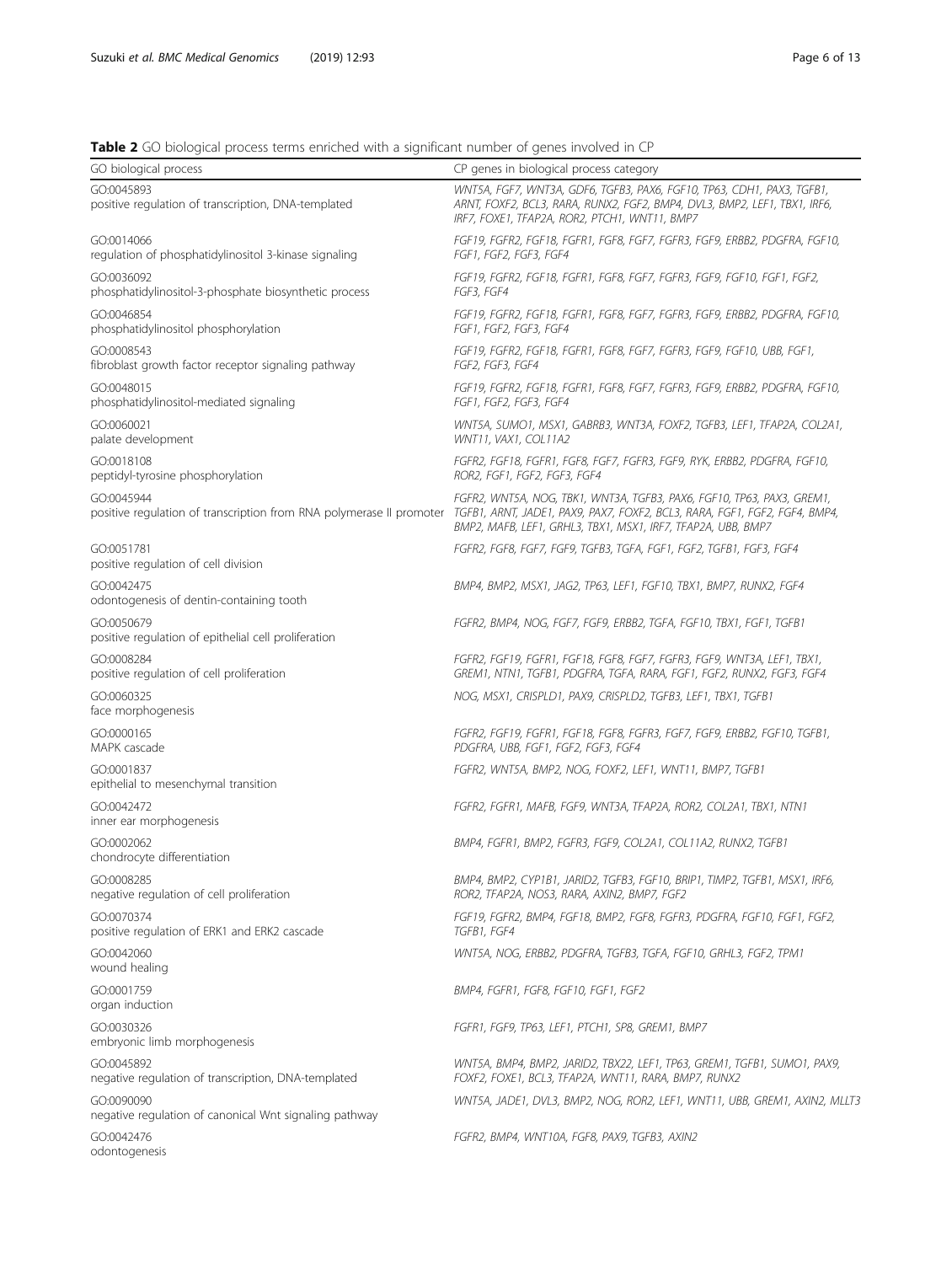**Table 2** GO biological process terms enriched with a significant number of genes involved in CP

| GO biological process | CP genes in biological process category |
| --- | --- |
| GO:0045893 positive regulation of transcription, DNA-templated | *WNT5A, FGF7, WNT3A, GDF6, TGFB3, PAX6, FGF10, TP63, CDH1, PAX3, TGFB1, ARNT, FOXF2, BCL3, RARA, RUNX2, FGF2, BMP4, DVL3, BMP2, LEF1, TBX1, IRF6, IRF7, FOXE1, TFAP2A, ROR2, PTCH1, WNT11, BMP7* |
| GO:0014066 regulation of phosphatidylinositol 3-kinase signaling | *FGF19, FGFR2, FGF18, FGFR1, FGF8, FGF7, FGFR3, FGF9, ERBB2, PDGFRA, FGF10, FGF1, FGF2, FGF3, FGF4* |
| GO:0036092 phosphatidylinositol-3-phosphate biosynthetic process | *FGF19, FGFR2, FGF18, FGFR1, FGF8, FGF7, FGFR3, FGF9, FGF10, FGF1, FGF2, FGF3, FGF4* |
| GO:0046854 phosphatidylinositol phosphorylation | *FGF19, FGFR2, FGF18, FGFR1, FGF8, FGF7, FGFR3, FGF9, ERBB2, PDGFRA, FGF10, FGF1, FGF2, FGF3, FGF4* |
| GO:0008543 fibroblast growth factor receptor signaling pathway | *FGF19, FGFR2, FGF18, FGFR1, FGF8, FGF7, FGFR3, FGF9, FGF10, UBB, FGF1, FGF2, FGF3, FGF4* |
| GO:0048015 phosphatidylinositol-mediated signaling | *FGF19, FGFR2, FGF18, FGFR1, FGF8, FGF7, FGFR3, FGF9, ERBB2, PDGFRA, FGF10, FGF1, FGF2, FGF3, FGF4* |
| GO:0060021 palate development | *WNT5A, SUMO1, MSX1, GABRB3, WNT3A, FOXF2, TGFB3, LEF1, TFAP2A, COL2A1, WNT11, VAX1, COL11A2* |
| GO:0018108 peptidyl-tyrosine phosphorylation | *FGFR2, FGF18, FGFR1, FGF8, FGF7, FGFR3, FGF9, RYK, ERBB2, PDGFRA, FGF10, ROR2, FGF1, FGF2, FGF3, FGF4* |
| GO:0045944 positive regulation of transcription from RNA polymerase II promoter | *FGFR2, WNT5A, NOG, TBK1, WNT3A, TGFB3, PAX6, FGF10, TP63, PAX3, GREM1, TGFB1, ARNT, JADE1, PAX9, PAX7, FOXF2, BCL3, RARA, FGF1, FGF2, FGF4, BMP4, BMP2, MAFB, LEF1, GRHL3, TBX1, MSX1, IRF7, TFAP2A, UBB, BMP7* |
| GO:0051781 positive regulation of cell division | *FGFR2, FGF8, FGF7, FGF9, TGFB3, TGFA, FGF1, FGF2, TGFB1, FGF3, FGF4* |
| GO:0042475 odontogenesis of dentin-containing tooth | *BMP4, BMP2, MSX1, JAG2, TP63, LEF1, FGF10, TBX1, BMP7, RUNX2, FGF4* |
| GO:0050679 positive regulation of epithelial cell proliferation | *FGFR2, BMP4, NOG, FGF7, FGF9, ERBB2, TGFA, FGF10, TBX1, FGF1, TGFB1* |
| GO:0008284 positive regulation of cell proliferation | *FGFR2, FGF19, FGFR1, FGF18, FGF8, FGF7, FGFR3, FGF9, WNT3A, LEF1, TBX1, GREM1, NTN1, TGFB1, PDGFRA, TGFA, RARA, FGF1, FGF2, RUNX2, FGF3, FGF4* |
| GO:0060325 face morphogenesis | *NOG, MSX1, CRISPLD1, PAX9, CRISPLD2, TGFB3, LEF1, TBX1, TGFB1* |
| GO:0000165 MAPK cascade | *FGFR2, FGF19, FGFR1, FGF18, FGF8, FGFR3, FGF7, FGF9, ERBB2, FGF10, TGFB1, PDGFRA, UBB, FGF1, FGF2, FGF3, FGF4* |
| GO:0001837 epithelial to mesenchymal transition | *FGFR2, WNT5A, BMP2, NOG, FOXF2, LEF1, WNT11, BMP7, TGFB1* |
| GO:0042472 inner ear morphogenesis | *FGFR2, FGFR1, MAFB, FGF9, WNT3A, TFAP2A, ROR2, COL2A1, TBX1, NTN1* |
| GO:0002062 chondrocyte differentiation | *BMP4, FGFR1, BMP2, FGFR3, FGF9, COL2A1, COL11A2, RUNX2, TGFB1* |
| GO:0008285 negative regulation of cell proliferation | *BMP4, BMP2, CYP1B1, JARID2, TGFB3, FGF10, BRIP1, TIMP2, TGFB1, MSX1, IRF6, ROR2, TFAP2A, NOS3, RARA, AXIN2, BMP7, FGF2* |
| GO:0070374 positive regulation of ERK1 and ERK2 cascade | *FGF19, FGFR2, BMP4, FGF18, BMP2, FGF8, FGFR3, PDGFRA, FGF10, FGF1, FGF2, TGFB1, FGF4* |
| GO:0042060 wound healing | *WNT5A, NOG, ERBB2, PDGFRA, TGFB3, TGFA, FGF10, GRHL3, FGF2, TPM1* |
| GO:0001759 organ induction | *BMP4, FGFR1, FGF8, FGF10, FGF1, FGF2* |
| GO:0030326 embryonic limb morphogenesis | *FGFR1, FGF9, TP63, LEF1, PTCH1, SP8, GREM1, BMP7* |
| GO:0045892 negative regulation of transcription, DNA-templated | *WNT5A, BMP4, BMP2, JARID2, TBX22, LEF1, TP63, GREM1, TGFB1, SUMO1, PAX9, FOXF2, FOXE1, BCL3, TFAP2A, WNT11, RARA, BMP7, RUNX2* |
| GO:0090090 negative regulation of canonical Wnt signaling pathway | *WNT5A, JADE1, DVL3, BMP2, NOG, ROR2, LEF1, WNT11, UBB, GREM1, AXIN2, MLLT3* |
| GO:0042476 odontogenesis | *FGFR2, BMP4, WNT10A, FGF8, PAX9, TGFB3, AXIN2* |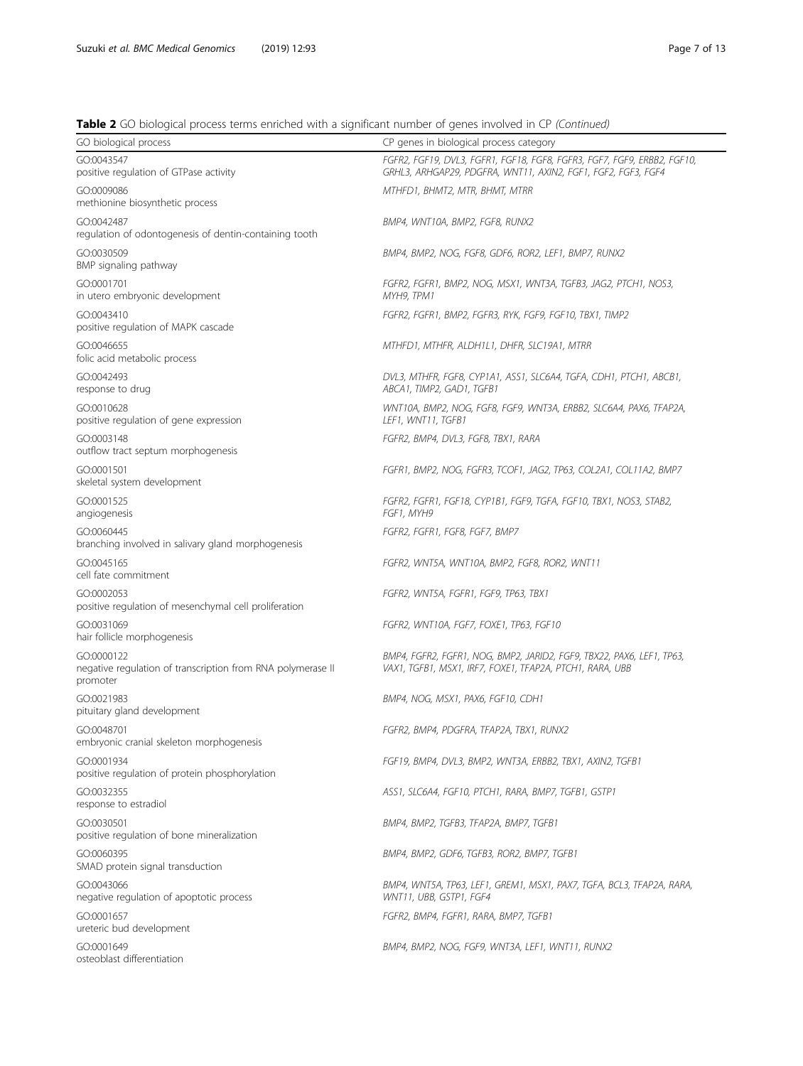**Table 2** GO biological process terms enriched with a significant number of genes involved in CP *(Continued)*

| GO biological process | CP genes in biological process category |
|---|---|
| GO:0043547 positive regulation of GTPase activity | *FGFR2, FGF19, DVL3, FGFR1, FGF18, FGF8, FGFR3, FGF7, FGF9, ERBB2, FGF10, GRHL3, ARHGAP29, PDGFRA, WNT11, AXIN2, FGF1, FGF2, FGF3, FGF4* |
| GO:0009086 methionine biosynthetic process | *MTHFD1, BHMT2, MTR, BHMT, MTRR* |
| GO:0042487 regulation of odontogenesis of dentin-containing tooth | *BMP4, WNT10A, BMP2, FGF8, RUNX2* |
| GO:0030509 BMP signaling pathway | *BMP4, BMP2, NOG, FGF8, GDF6, ROR2, LEF1, BMP7, RUNX2* |
| GO:0001701 in utero embryonic development | *FGFR2, FGFR1, BMP2, NOG, MSX1, WNT3A, TGFB3, JAG2, PTCH1, NOS3, MYH9, TPM1* |
| GO:0043410 positive regulation of MAPK cascade | *FGFR2, FGFR1, BMP2, FGFR3, RYK, FGF9, FGF10, TBX1, TIMP2* |
| GO:0046655 folic acid metabolic process | *MTHFD1, MTHFR, ALDH1L1, DHFR, SLC19A1, MTRR* |
| GO:0042493 response to drug | *DVL3, MTHFR, FGF8, CYP1A1, ASS1, SLC6A4, TGFA, CDH1, PTCH1, ABCB1, ABCA1, TIMP2, GAD1, TGFB1* |
| GO:0010628 positive regulation of gene expression | *WNT10A, BMP2, NOG, FGF8, FGF9, WNT3A, ERBB2, SLC6A4, PAX6, TFAP2A, LEF1, WNT11, TGFB1* |
| GO:0003148 outflow tract septum morphogenesis | *FGFR2, BMP4, DVL3, FGF8, TBX1, RARA* |
| GO:0001501 skeletal system development | *FGFR1, BMP2, NOG, FGFR3, TCOF1, JAG2, TP63, COL2A1, COL11A2, BMP7* |
| GO:0001525 angiogenesis | *FGFR2, FGFR1, FGF18, CYP1B1, FGF9, TGFA, FGF10, TBX1, NOS3, STAB2, FGF1, MYH9* |
| GO:0060445 branching involved in salivary gland morphogenesis | *FGFR2, FGFR1, FGF8, FGF7, BMP7* |
| GO:0045165 cell fate commitment | *FGFR2, WNT5A, WNT10A, BMP2, FGF8, ROR2, WNT11* |
| GO:0002053 positive regulation of mesenchymal cell proliferation | *FGFR2, WNT5A, FGFR1, FGF9, TP63, TBX1* |
| GO:0031069 hair follicle morphogenesis | *FGFR2, WNT10A, FGF7, FOXE1, TP63, FGF10* |
| GO:0000122 negative regulation of transcription from RNA polymerase II promoter | *BMP4, FGFR2, FGFR1, NOG, BMP2, JARID2, FGF9, TBX22, PAX6, LEF1, TP63, VAX1, TGFB1, MSX1, IRF7, FOXE1, TFAP2A, PTCH1, RARA, UBB* |
| GO:0021983 pituitary gland development | *BMP4, NOG, MSX1, PAX6, FGF10, CDH1* |
| GO:0048701 embryonic cranial skeleton morphogenesis | *FGFR2, BMP4, PDGFRA, TFAP2A, TBX1, RUNX2* |
| GO:0001934 positive regulation of protein phosphorylation | *FGF19, BMP4, DVL3, BMP2, WNT3A, ERBB2, TBX1, AXIN2, TGFB1* |
| GO:0032355 response to estradiol | *ASS1, SLC6A4, FGF10, PTCH1, RARA, BMP7, TGFB1, GSTP1* |
| GO:0030501 positive regulation of bone mineralization | *BMP4, BMP2, TGFB3, TFAP2A, BMP7, TGFB1* |
| GO:0060395 SMAD protein signal transduction | *BMP4, BMP2, GDF6, TGFB3, ROR2, BMP7, TGFB1* |
| GO:0043066 negative regulation of apoptotic process | *BMP4, WNT5A, TP63, LEF1, GREM1, MSX1, PAX7, TGFA, BCL3, TFAP2A, RARA, WNT11, UBB, GSTP1, FGF4* |
| GO:0001657 ureteric bud development | *FGFR2, BMP4, FGFR1, RARA, BMP7, TGFB1* |
| GO:0001649 osteoblast differentiation | *BMP4, BMP2, NOG, FGF9, WNT3A, LEF1, WNT11, RUNX2* |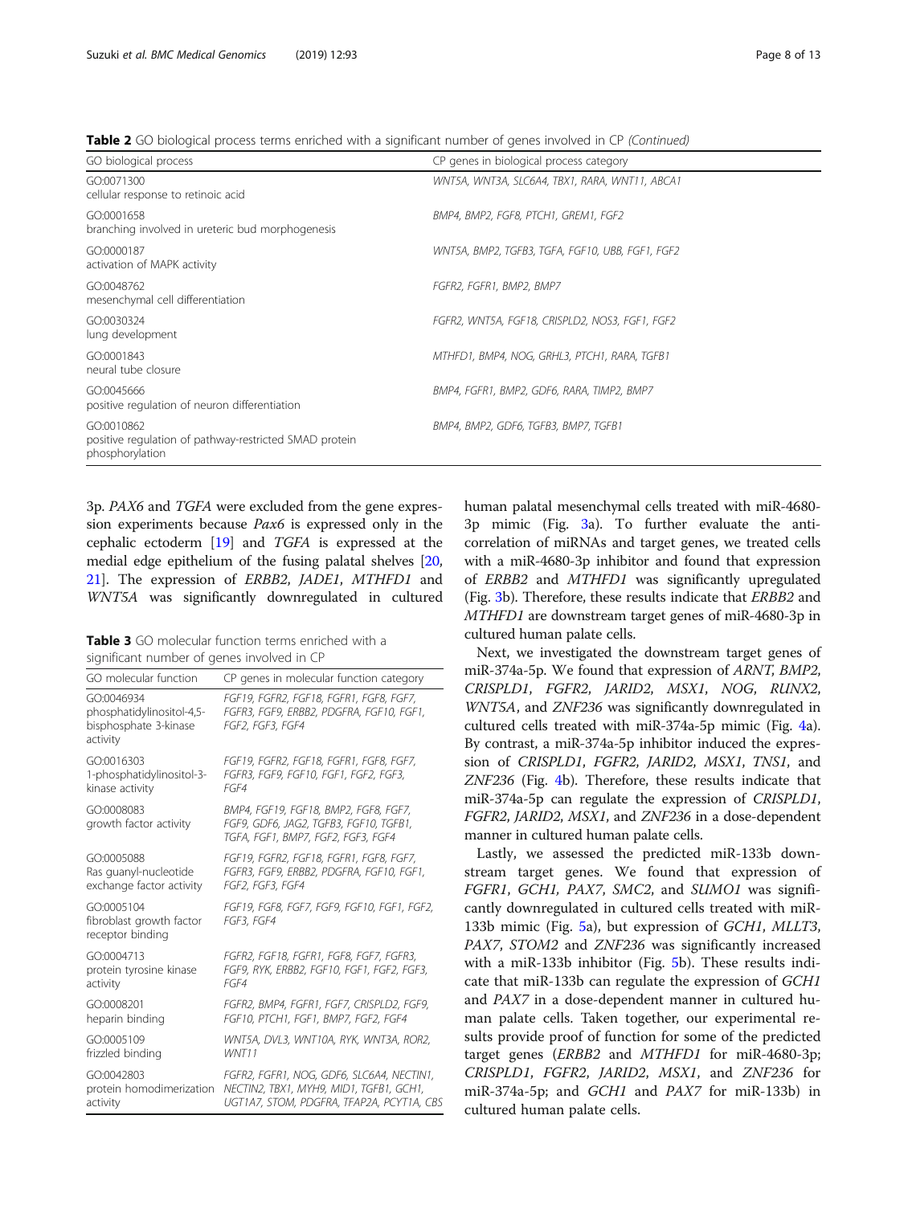**Table 2** GO biological process terms enriched with a significant number of genes involved in CP *(Continued)*

| GO biological process | CP genes in biological process category |
|---|---|
| GO:0071300 cellular response to retinoic acid | *WNT5A, WNT3A, SLC6A4, TBX1, RARA, WNT11, ABCA1* |
| GO:0001658 branching involved in ureteric bud morphogenesis | *BMP4, BMP2, FGF8, PTCH1, GREM1, FGF2* |
| GO:0000187 activation of MAPK activity | *WNT5A, BMP2, TGFB3, TGFA, FGF10, UBB, FGF1, FGF2* |
| GO:0048762 mesenchymal cell differentiation | *FGFR2, FGFR1, BMP2, BMP7* |
| GO:0030324 lung development | *FGFR2, WNT5A, FGF18, CRISPLD2, NOS3, FGF1, FGF2* |
| GO:0001843 neural tube closure | *MTHFD1, BMP4, NOG, GRHL3, PTCH1, RARA, TGFB1* |
| GO:0045666 positive regulation of neuron differentiation | *BMP4, FGFR1, BMP2, GDF6, RARA, TIMP2, BMP7* |
| GO:0010862 positive regulation of pathway-restricted SMAD protein phosphorylation | *BMP4, BMP2, GDF6, TGFB3, BMP7, TGFB1* |

3p. *PAX6* and *TGFA* were excluded from the gene expression experiments because *Pax6* is expressed only in the cephalic ectoderm [19] and *TGFA* is expressed at the medial edge epithelium of the fusing palatal shelves [20, 21]. The expression of *ERBB2, JADE1, MTHFD1* and *WNT5A* was significantly downregulated in cultured human palatal mesenchymal cells treated with miR-4680-3p mimic (Fig. 3a). To further evaluate the anti-correlation of miRNAs and target genes, we treated cells with a miR-4680-3p inhibitor and found that expression of *ERBB2* and *MTHFD1* was significantly upregulated (Fig. 3b). Therefore, these results indicate that *ERBB2* and *MTHFD1* are downstream target genes of miR-4680-3p in cultured human palate cells.

**Table 3** GO molecular function terms enriched with a significant number of genes involved in CP

| GO molecular function | CP genes in molecular function category |
|---|---|
| GO:0046934 phosphatidylinositol-4,5-bisphosphate 3-kinase activity | *FGF19, FGFR2, FGF18, FGFR1, FGF8, FGF7, FGFR3, FGF9, ERBB2, PDGFRA, FGF10, FGF1, FGF2, FGF3, FGF4* |
| GO:0016303 1-phosphatidylinositol-3-kinase activity | *FGF19, FGFR2, FGF18, FGFR1, FGF8, FGF7, FGFR3, FGF9, FGF10, FGF1, FGF2, FGF3, FGF4* |
| GO:0008083 growth factor activity | *BMP4, FGF19, FGF18, BMP2, FGF8, FGF7, FGF9, GDF6, JAG2, TGFB3, FGF10, TGFB1, TGFA, FGF1, BMP7, FGF2, FGF3, FGF4* |
| GO:0005088 Ras guanyl-nucleotide exchange factor activity | *FGF19, FGFR2, FGF18, FGFR1, FGF8, FGF7, FGFR3, FGF9, ERBB2, PDGFRA, FGF10, FGF1, FGF2, FGF3, FGF4* |
| GO:0005104 fibroblast growth factor receptor binding | *FGF19, FGF8, FGF7, FGF9, FGF10, FGF1, FGF2, FGF3, FGF4* |
| GO:0004713 protein tyrosine kinase activity | *FGFR2, FGF18, FGFR1, FGF8, FGF7, FGFR3, FGF9, RYK, ERBB2, FGF10, FGF1, FGF2, FGF3, FGF4* |
| GO:0008201 heparin binding | *FGFR2, BMP4, FGFR1, FGF7, CRISPLD2, FGF9, FGF10, PTCH1, FGF1, BMP7, FGF2, FGF4* |
| GO:0005109 frizzled binding | *WNT5A, DVL3, WNT10A, RYK, WNT3A, ROR2, WNT11* |
| GO:0042803 protein homodimerization activity | *FGFR2, FGFR1, NOG, GDF6, SLC6A4, NECTIN1, NECTIN2, TBX1, MYH9, MID1, TGFB1, GCH1, UGT1A7, STOM, PDGFRA, TFAP2A, PCYT1A, CBS* |

Next, we investigated the downstream target genes of miR-374a-5p. We found that expression of *ARNT, BMP2, CRISPLD1, FGFR2, JARID2, MSX1, NOG, RUNX2, WNT5A*, and *ZNF236* was significantly downregulated in cultured cells treated with miR-374a-5p mimic (Fig. 4a). By contrast, a miR-374a-5p inhibitor induced the expression of *CRISPLD1, FGFR2, JARID2, MSX1, TNS1*, and *ZNF236* (Fig. 4b). Therefore, these results indicate that miR-374a-5p can regulate the expression of *CRISPLD1, FGFR2, JARID2, MSX1*, and *ZNF236* in a dose-dependent manner in cultured human palate cells.

Lastly, we assessed the predicted miR-133b downstream target genes. We found that expression of *FGFR1, GCH1, PAX7, SMC2*, and *SUMO1* was significantly downregulated in cultured cells treated with miR-133b mimic (Fig. 5a), but expression of *GCH1, MLLT3, PAX7, STOM2* and *ZNF236* was significantly increased with a miR-133b inhibitor (Fig. 5b). These results indicate that miR-133b can regulate the expression of *GCH1* and *PAX7* in a dose-dependent manner in cultured human palate cells. Taken together, our experimental results provide proof of function for some of the predicted target genes (*ERBB2* and *MTHFD1* for miR-4680-3p; *CRISPLD1, FGFR2, JARID2, MSX1*, and *ZNF236* for miR-374a-5p; and *GCH1* and *PAX7* for miR-133b) in cultured human palate cells.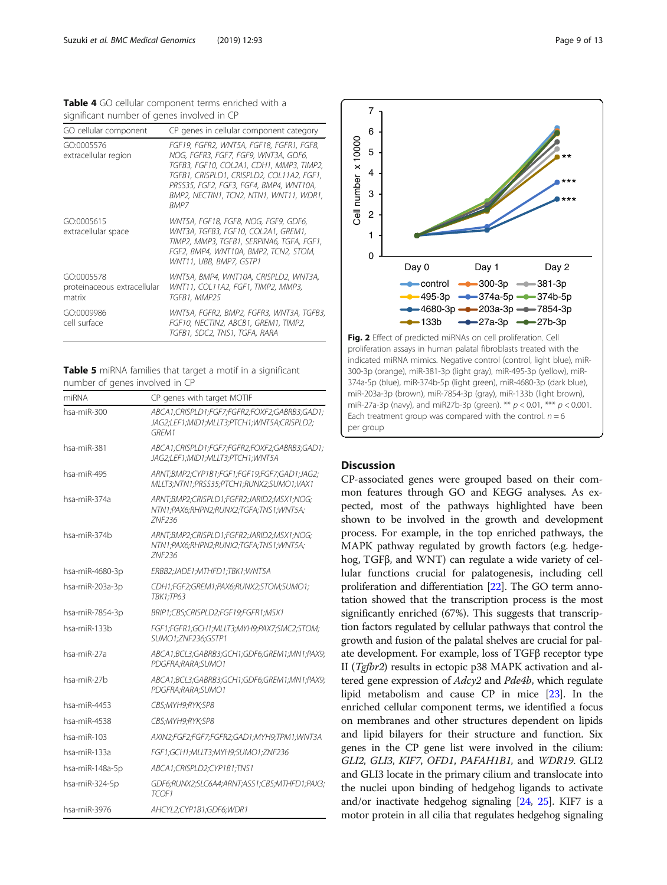**Table 4** GO cellular component terms enriched with a significant number of genes involved in CP

| GO cellular component | CP genes in cellular component category |
| --- | --- |
| GO:0005576 extracellular region | *FGF19, FGFR2, WNT5A, FGF18, FGFR1, FGF8, NOG, FGFR3, FGF7, FGF9, WNT3A, GDF6, TGFB3, FGF10, COL2A1, CDH1, MMP3, TIMP2, TGFB1, CRISPLD1, CRISPLD2, COL11A2, FGF1, PRSS35, FGF2, FGF3, FGF4, BMP4, WNT10A, BMP2, NECTIN1, TCN2, NTN1, WNT11, WDR1, BMP7* |
| GO:0005615 extracellular space | *WNT5A, FGF18, FGF8, NOG, FGF9, GDF6, WNT3A, TGFB3, FGF10, COL2A1, GREM1, TIMP2, MMP3, TGFB1, SERPINA6, TGFA, FGF1, FGF2, BMP4, WNT10A, BMP2, TCN2, STOM, WNT11, UBB, BMP7, GSTP1* |
| GO:0005578 proteinaceous extracellular matrix | *WNT5A, BMP4, WNT10A, CRISPLD2, WNT3A, WNT11, COL11A2, FGF1, TIMP2, MMP3, TGFB1, MMP25* |
| GO:0009986 cell surface | *WNT5A, FGFR2, BMP2, FGFR3, WNT3A, TGFB3, FGF10, NECTIN2, ABCB1, GREM1, TIMP2, TGFB1, SDC2, TNS1, TGFA, RARA* |

**Table 5** miRNA families that target a motif in a significant number of genes involved in CP

| miRNA | CP genes with target MOTIF |
| --- | --- |
| hsa-miR-300 | *ABCA1;CRISPLD1;FGF7;FGFR2;FOXF2;GABRB3;GAD1;JAG2;LEF1;MID1;MLLT3;PTCH1;WNT5A;CRISPLD2;GREM1* |
| hsa-miR-381 | *ABCA1;CRISPLD1;FGF7;FGFR2;FOXF2;GABRB3;GAD1;JAG2;LEF1;MID1;MLLT3;PTCH1;WNT5A* |
| hsa-miR-495 | *ARNT;BMP2;CYP1B1;FGF1;FGF19;FGF7;GAD1;JAG2;MLLT3;NTN1;PRSS35;PTCH1;RUNX2;SUMO1;VAX1* |
| hsa-miR-374a | *ARNT;BMP2;CRISPLD1;FGFR2;JARID2;MSX1;NOG;NTN1;PAX6;RHPN2;RUNX2;TGFA;TNS1;WNT5A;ZNF236* |
| hsa-miR-374b | *ARNT;BMP2;CRISPLD1;FGFR2;JARID2;MSX1;NOG;NTN1;PAX6;RHPN2;RUNX2;TGFA;TNS1;WNT5A;ZNF236* |
| hsa-miR-4680-3p | *ERBB2;JADE1;MTHFD1;TBK1;WNT5A* |
| hsa-miR-203a-3p | *CDH1;FGF2;GREM1;PAX6;RUNX2;STOM;SUMO1;TBK1;TP63* |
| hsa-miR-7854-3p | *BRIP1;CBS;CRISPLD2;FGF19;FGFR1;MSX1* |
| hsa-miR-133b | *FGF1;FGFR1;GCH1;MLLT3;MYH9;PAX7;SMC2;STOM;SUMO1;ZNF236;GSTP1* |
| hsa-miR-27a | *ABCA1;BCL3;GABRB3;GCH1;GDF6;GREM1;MN1;PAX9;PDGFRA;RARA;SUMO1* |
| hsa-miR-27b | *ABCA1;BCL3;GABRB3;GCH1;GDF6;GREM1;MN1;PAX9;PDGFRA;RARA;SUMO1* |
| hsa-miR-4453 | *CBS;MYH9;RYK;SP8* |
| hsa-miR-4538 | *CBS;MYH9;RYK;SP8* |
| hsa-miR-103 | *AXIN2;FGF2;FGF7;FGFR2;GAD1;MYH9;TPM1;WNT3A* |
| hsa-miR-133a | *FGF1;GCH1;MLLT3;MYH9;SUMO1;ZNF236* |
| hsa-miR-148a-5p | *ABCA1;CRISPLD2;CYP1B1;TNS1* |
| hsa-miR-324-5p | *GDF6;RUNX2;SLC6A4;ARNT;ASS1;CBS;MTHFD1;PAX3;TCOF1* |
| hsa-miR-3976 | *AHCYL2;CYP1B1;GDF6;WDR1* |

**Fig. 2** Effect of predicted miRNAs on cell proliferation. Cell proliferation assays in human palatal fibroblasts treated with the indicated miRNA mimics. Negative control (control, light blue), miR-300-3p (orange), miR-381-3p (light gray), miR-495-3p (yellow), miR-374a-5p (blue), miR-374b-5p (light green), miR-4680-3p (dark blue), miR-203a-3p (brown), miR-7854-3p (gray), miR-133b (light brown), miR-27a-3p (navy), and miR27b-3p (green). ** $p < 0.01$, *** $p < 0.001$. Each treatment group was compared with the control. $n = 6$ per group

## Discussion

CP-associated genes were grouped based on their common features through GO and KEGG analyses. As expected, most of the pathways highlighted have been shown to be involved in the growth and development process. For example, in the top enriched pathways, the MAPK pathway regulated by growth factors (e.g. hedgehog, TGFβ, and WNT) can regulate a wide variety of cellular functions crucial for palatogenesis, including cell proliferation and differentiation [22]. The GO term annotation showed that the transcription process is the most significantly enriched (67%). This suggests that transcription factors regulated by cellular pathways that control the growth and fusion of the palatal shelves are crucial for palate development. For example, loss of TGFβ receptor type II (*Tgfbr2*) results in ectopic p38 MAPK activation and altered gene expression of *Adcy2* and *Pde4b*, which regulate lipid metabolism and cause CP in mice [23]. In the enriched cellular component terms, we identified a focus on membranes and other structures dependent on lipids and lipid bilayers for their structure and function. Six genes in the CP gene list were involved in the cilium: *GLI2*, *GLI3*, *KIF7*, *OFD1*, *PAFAH1B1*, and *WDR19*. GLI2 and GLI3 locate in the primary cilium and translocate into the nuclei upon binding of hedgehog ligands to activate and/or inactivate hedgehog signaling [24, 25]. KIF7 is a motor protein in all cilia that regulates hedgehog signaling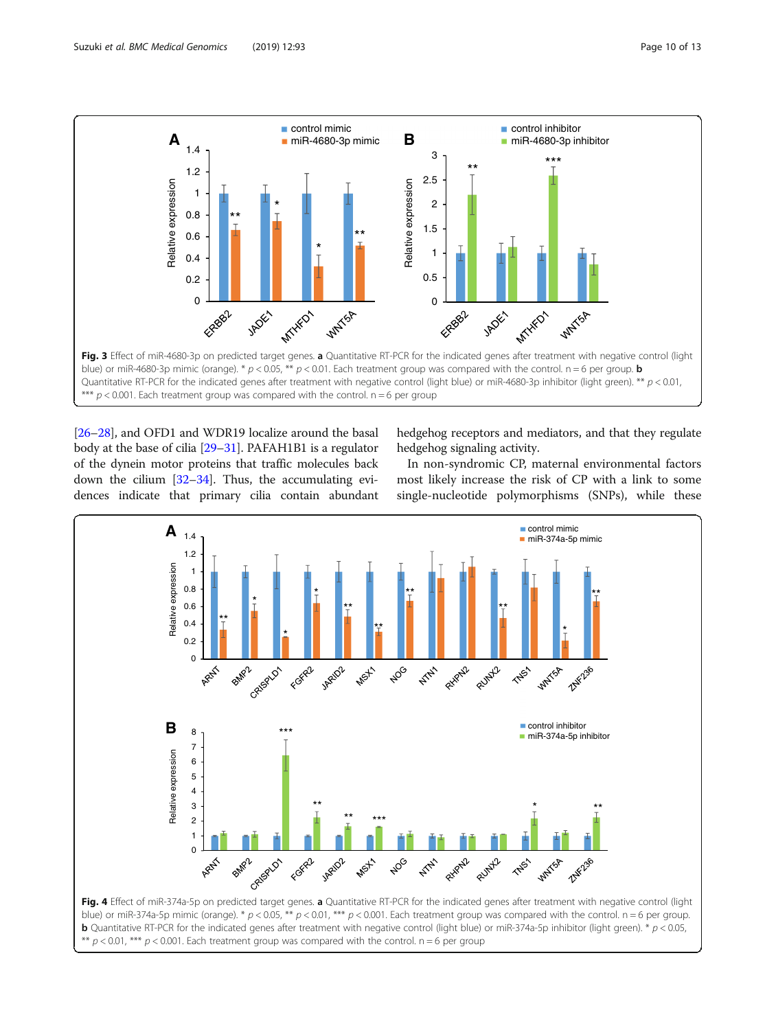**Fig. 3** Effect of miR-4680-3p on predicted target genes. **a** Quantitative RT-PCR for the indicated genes after treatment with negative control (light blue) or miR-4680-3p mimic (orange). * $p < 0.05$, ** $p < 0.01$. Each treatment group was compared with the control. n = 6 per group. **b** Quantitative RT-PCR for the indicated genes after treatment with negative control (light blue) or miR-4680-3p inhibitor (light green). ** $p < 0.01$, *** $p < 0.001$. Each treatment group was compared with the control. n = 6 per group

[26–28], and OFD1 and WDR19 localize around the basal body at the base of cilia [29–31]. PAFAH1B1 is a regulator of the dynein motor proteins that traffic molecules back down the cilium [32–34]. Thus, the accumulating evidences indicate that primary cilia contain abundant hedgehog receptors and mediators, and that they regulate hedgehog signaling activity.

In non-syndromic CP, maternal environmental factors most likely increase the risk of CP with a link to some single-nucleotide polymorphisms (SNPs), while these

**Fig. 4** Effect of miR-374a-5p on predicted target genes. **a** Quantitative RT-PCR for the indicated genes after treatment with negative control (light blue) or miR-374a-5p mimic (orange). * $p < 0.05$, ** $p < 0.01$, *** $p < 0.001$. Each treatment group was compared with the control. n = 6 per group. **b** Quantitative RT-PCR for the indicated genes after treatment with negative control (light blue) or miR-374a-5p inhibitor (light green). * $p < 0.05$, ** $p < 0.01$, *** $p < 0.001$. Each treatment group was compared with the control. n = 6 per group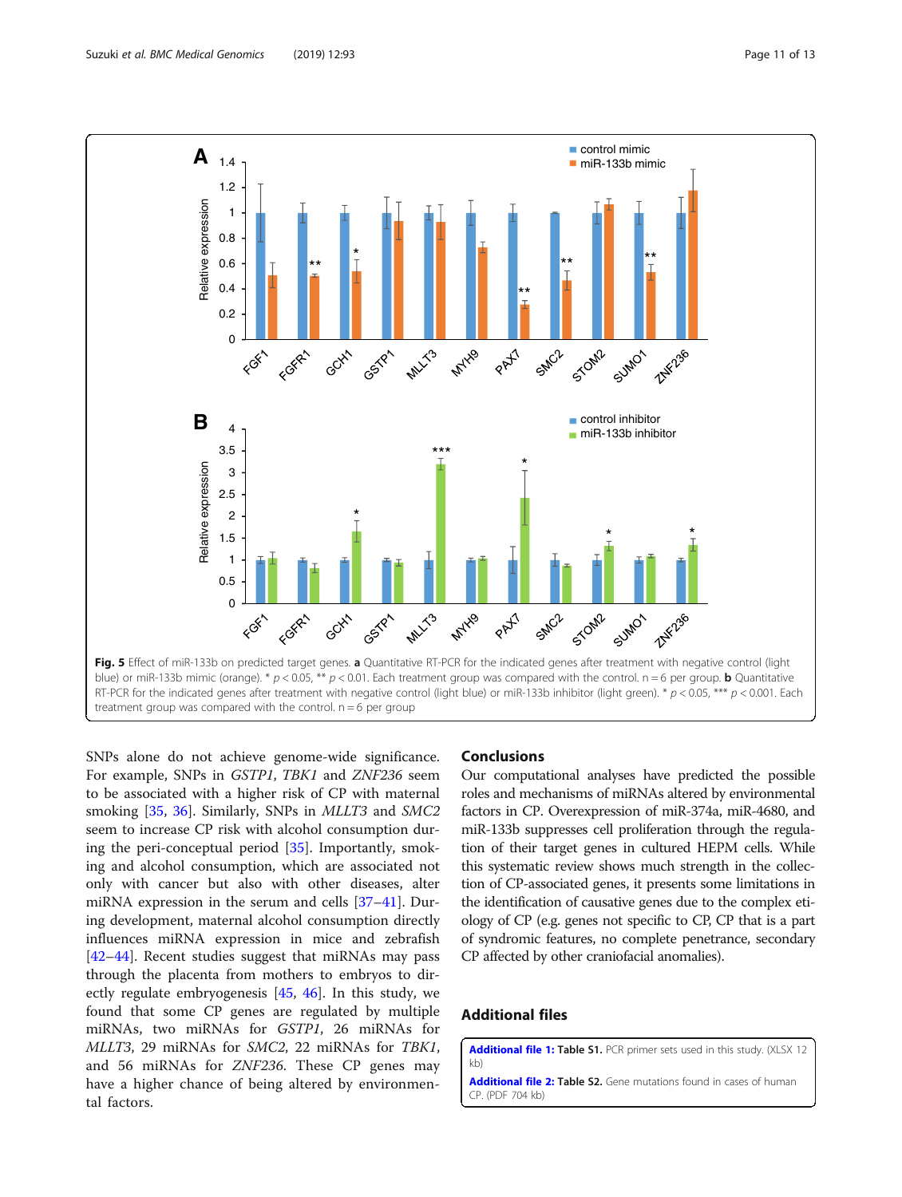Fig. 5 Effect of miR-133b on predicted target genes. **a** Quantitative RT-PCR for the indicated genes after treatment with negative control (light blue) or miR-133b mimic (orange). * $p < 0.05$, ** $p < 0.01$. Each treatment group was compared with the control. n = 6 per group. **b** Quantitative RT-PCR for the indicated genes after treatment with negative control (light blue) or miR-133b inhibitor (light green). * $p < 0.05$, *** $p < 0.001$. Each treatment group was compared with the control. n = 6 per group

SNPs alone do not achieve genome-wide significance. For example, SNPs in *GSTP1*, *TBK1* and *ZNF236* seem to be associated with a higher risk of CP with maternal smoking [35, 36]. Similarly, SNPs in *MLLT3* and *SMC2* seem to increase CP risk with alcohol consumption during the peri-conceptual period [35]. Importantly, smoking and alcohol consumption, which are associated not only with cancer but also with other diseases, alter miRNA expression in the serum and cells [37–41]. During development, maternal alcohol consumption directly influences miRNA expression in mice and zebrafish [42–44]. Recent studies suggest that miRNAs may pass through the placenta from mothers to embryos to directly regulate embryogenesis [45, 46]. In this study, we found that some CP genes are regulated by multiple miRNAs, two miRNAs for *GSTP1*, 26 miRNAs for *MLLT3*, 29 miRNAs for *SMC2*, 22 miRNAs for *TBK1*, and 56 miRNAs for *ZNF236*. These CP genes may have a higher chance of being altered by environmental factors.

## Conclusions

Our computational analyses have predicted the possible roles and mechanisms of miRNAs altered by environmental factors in CP. Overexpression of miR-374a, miR-4680, and miR-133b suppresses cell proliferation through the regulation of their target genes in cultured HEPM cells. While this systematic review shows much strength in the collection of CP-associated genes, it presents some limitations in the identification of causative genes due to the complex etiology of CP (e.g. genes not specific to CP, CP that is a part of syndromic features, no complete penetrance, secondary CP affected by other craniofacial anomalies).

## Additional files

**Additional file 1: Table S1.** PCR primer sets used in this study. (XLSX 12 kb)

**Additional file 2: Table S2.** Gene mutations found in cases of human CP. (PDF 704 kb)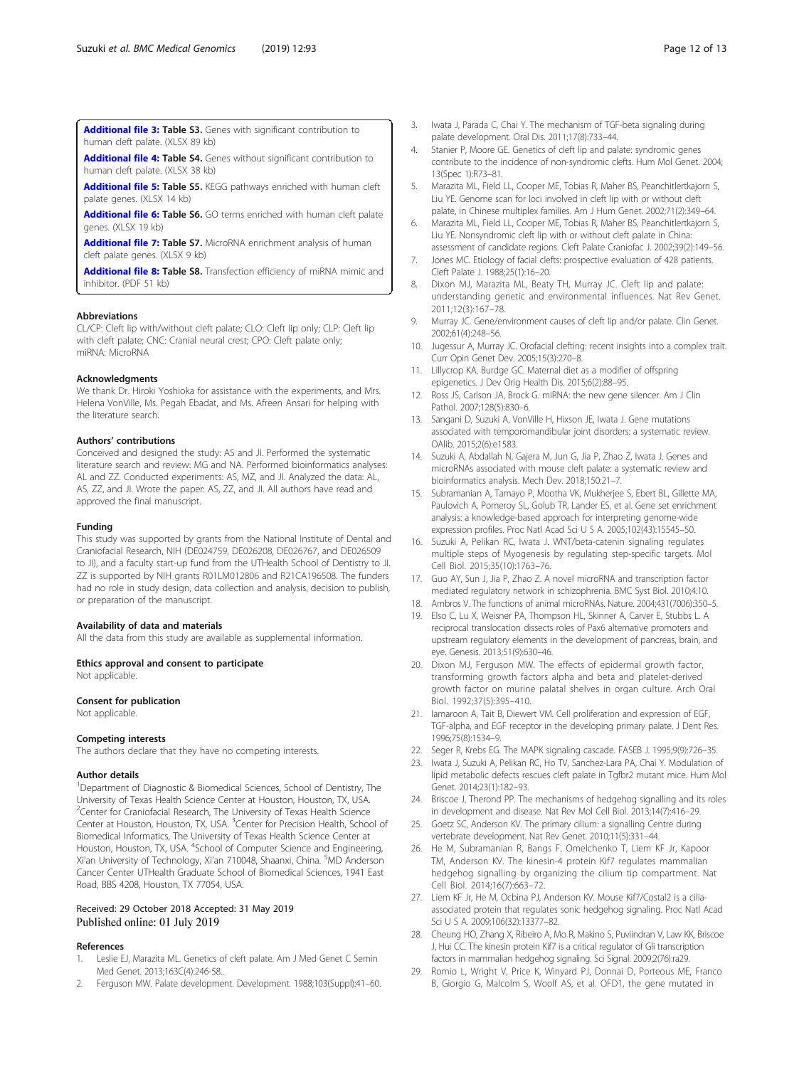**Additional file 3: Table S3.** Genes with significant contribution to human cleft palate. (XLSX 89 kb)

**Additional file 4: Table S4.** Genes without significant contribution to human cleft palate. (XLSX 38 kb)

**Additional file 5: Table S5.** KEGG pathways enriched with human cleft palate genes. (XLSX 14 kb)

**Additional file 6: Table S6.** GO terms enriched with human cleft palate genes. (XLSX 19 kb)

**Additional file 7: Table S7.** MicroRNA enrichment analysis of human cleft palate genes. (XLSX 9 kb)

**Additional file 8: Table S8.** Transfection efficiency of miRNA mimic and inhibitor. (PDF 51 kb)

#### Abbreviations

CL/CP: Cleft lip with/without cleft palate; CLO: Cleft lip only; CLP: Cleft lip with cleft palate; CNC: Cranial neural crest; CPO: Cleft palate only; miRNA: MicroRNA

#### Acknowledgments

We thank Dr. Hiroki Yoshioka for assistance with the experiments, and Mrs. Helena VonVille, Ms. Pegah Ebadat, and Ms. Afreen Ansari for helping with the literature search.

#### Authors' contributions

Conceived and designed the study: AS and JI. Performed the systematic literature search and review: MG and NA. Performed bioinformatics analyses: AL and ZZ. Conducted experiments: AS, MZ, and JI. Analyzed the data: AL, AS, ZZ, and JI. Wrote the paper: AS, ZZ, and JI. All authors have read and approved the final manuscript.

#### Funding

This study was supported by grants from the National Institute of Dental and Craniofacial Research, NIH (DE024759, DE026208, DE026767, and DE026509 to JI), and a faculty start-up fund from the UTHealth School of Dentistry to JI. ZZ is supported by NIH grants R01LM012806 and R21CA196508. The funders had no role in study design, data collection and analysis, decision to publish, or preparation of the manuscript.

#### Availability of data and materials

All the data from this study are available as supplemental information.

#### Ethics approval and consent to participate

Not applicable.

#### Consent for publication

Not applicable.

#### Competing interests

The authors declare that they have no competing interests.

#### Author details

[1]Department of Diagnostic & Biomedical Sciences, School of Dentistry, The University of Texas Health Science Center at Houston, Houston, TX, USA. [2]Center for Craniofacial Research, The University of Texas Health Science Center at Houston, Houston, TX, USA. [3]Center for Precision Health, School of Biomedical Informatics, The University of Texas Health Science Center at Houston, Houston, TX, USA. [4]School of Computer Science and Engineering, Xi'an University of Technology, Xi'an 710048, Shaanxi, China. [5]MD Anderson Cancer Center UTHealth Graduate School of Biomedical Sciences, 1941 East Road, BBS 4208, Houston, TX 77054, USA.

Received: 29 October 2018 Accepted: 31 May 2019
Published online: 01 July 2019

#### References

1. Leslie EJ, Marazita ML. Genetics of cleft palate. Am J Med Genet C Semin Med Genet. 2013;163C(4):246-58..
2. Ferguson MW. Palate development. Development. 1988;103(Suppl):41–60.
3. Iwata J, Parada C, Chai Y. The mechanism of TGF-beta signaling during palate development. Oral Dis. 2011;17(8):733–44.
4. Stanier P, Moore GE. Genetics of cleft lip and palate: syndromic genes contribute to the incidence of non-syndromic clefts. Hum Mol Genet. 2004; 13(Spec 1):R73–81.
5. Marazita ML, Field LL, Cooper ME, Tobias R, Maher BS, Peanchitlertkajorn S, Liu YE. Genome scan for loci involved in cleft lip with or without cleft palate, in Chinese multiplex families. Am J Hum Genet. 2002;71(2):349–64.
6. Marazita ML, Field LL, Cooper ME, Tobias R, Maher BS, Peanchitlertkajorn S, Liu YE. Nonsyndromic cleft lip with or without cleft palate in China: assessment of candidate regions. Cleft Palate Craniofac J. 2002;39(2):149–56.
7. Jones MC. Etiology of facial clefts: prospective evaluation of 428 patients. Cleft Palate J. 1988;25(1):16–20.
8. Dixon MJ, Marazita ML, Beaty TH, Murray JC. Cleft lip and palate: understanding genetic and environmental influences. Nat Rev Genet. 2011;12(3):167–78.
9. Murray JC. Gene/environment causes of cleft lip and/or palate. Clin Genet. 2002;61(4):248–56.
10. Jugessur A, Murray JC. Orofacial clefting: recent insights into a complex trait. Curr Opin Genet Dev. 2005;15(3):270–8.
11. Lillycrop KA, Burdge GC. Maternal diet as a modifier of offspring epigenetics. J Dev Orig Health Dis. 2015;6(2):88–95.
12. Ross JS, Carlson JA, Brock G. miRNA: the new gene silencer. Am J Clin Pathol. 2007;128(5):830–6.
13. Sangani D, Suzuki A, VonVille H, Hixson JE, Iwata J. Gene mutations associated with temporomandibular joint disorders: a systematic review. OAlib. 2015;2(6):e1583.
14. Suzuki A, Abdallah N, Gajera M, Jun G, Jia P, Zhao Z, Iwata J. Genes and microRNAs associated with mouse cleft palate: a systematic review and bioinformatics analysis. Mech Dev. 2018;150:21–7.
15. Subramanian A, Tamayo P, Mootha VK, Mukherjee S, Ebert BL, Gillette MA, Paulovich A, Pomeroy SL, Golub TR, Lander ES, et al. Gene set enrichment analysis: a knowledge-based approach for interpreting genome-wide expression profiles. Proc Natl Acad Sci U S A. 2005;102(43):15545–50.
16. Suzuki A, Pelikan RC, Iwata J. WNT/beta-catenin signaling regulates multiple steps of Myogenesis by regulating step-specific targets. Mol Cell Biol. 2015;35(10):1763–76.
17. Guo AY, Sun J, Jia P, Zhao Z. A novel microRNA and transcription factor mediated regulatory network in schizophrenia. BMC Syst Biol. 2010;4:10.
18. Ambros V. The functions of animal microRNAs. Nature. 2004;431(7006):350–5.
19. Elso C, Lu X, Weisner PA, Thompson HL, Skinner A, Carver E, Stubbs L. A reciprocal translocation dissects roles of Pax6 alternative promoters and upstream regulatory elements in the development of pancreas, brain, and eye. Genesis. 2013;51(9):630–46.
20. Dixon MJ, Ferguson MW. The effects of epidermal growth factor, transforming growth factors alpha and beta and platelet-derived growth factor on murine palatal shelves in organ culture. Arch Oral Biol. 1992;37(5):395–410.
21. Iamaroon A, Tait B, Diewert VM. Cell proliferation and expression of EGF, TGF-alpha, and EGF receptor in the developing primary palate. J Dent Res. 1996;75(8):1534–9.
22. Seger R, Krebs EG. The MAPK signaling cascade. FASEB J. 1995;9(9):726–35.
23. Iwata J, Suzuki A, Pelikan RC, Ho TV, Sanchez-Lara PA, Chai Y. Modulation of lipid metabolic defects rescues cleft palate in Tgfbr2 mutant mice. Hum Mol Genet. 2014;23(1):182–93.
24. Briscoe J, Therond PP. The mechanisms of hedgehog signalling and its roles in development and disease. Nat Rev Mol Cell Biol. 2013;14(7):416–29.
25. Goetz SC, Anderson KV. The primary cilium: a signalling Centre during vertebrate development. Nat Rev Genet. 2010;11(5):331–44.
26. He M, Subramanian R, Bangs F, Omelchenko T, Liem KF Jr, Kapoor TM, Anderson KV. The kinesin-4 protein Kif7 regulates mammalian hedgehog signalling by organizing the cilium tip compartment. Nat Cell Biol. 2014;16(7):663–72.
27. Liem KF Jr, He M, Ocbina PJ, Anderson KV. Mouse Kif7/Costal2 is a cilia-associated protein that regulates sonic hedgehog signaling. Proc Natl Acad Sci U S A. 2009;106(32):13377–82.
28. Cheung HO, Zhang X, Ribeiro A, Mo R, Makino S, Puviindran V, Law KK, Briscoe J, Hui CC. The kinesin protein Kif7 is a critical regulator of Gli transcription factors in mammalian hedgehog signaling. Sci Signal. 2009;2(76):ra29.
29. Romio L, Wright V, Price K, Winyard PJ, Donnai D, Porteous ME, Franco B, Giorgio G, Malcolm S, Woolf AS, et al. OFD1, the gene mutated in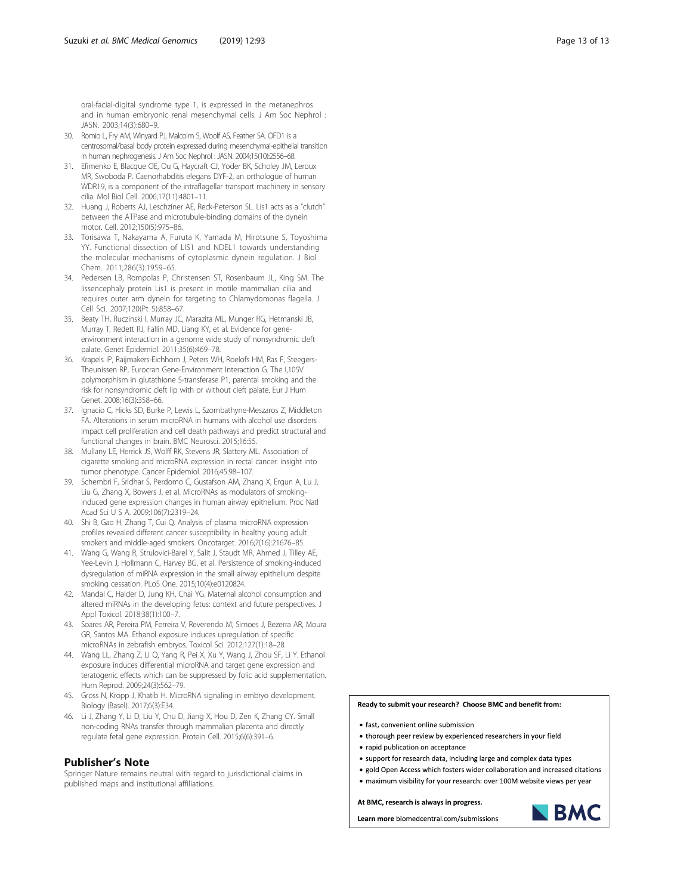oral-facial-digital syndrome type 1, is expressed in the metanephros and in human embryonic renal mesenchymal cells. J Am Soc Nephrol : JASN. 2003;14(3):680–9.

30. Romio L, Fry AM, Winyard PJ, Malcolm S, Woolf AS, Feather SA. OFD1 is a centrosomal/basal body protein expressed during mesenchymal-epithelial transition in human nephrogenesis. J Am Soc Nephrol : JASN. 2004;15(10):2556–68.
31. Efimenko E, Blacque OE, Ou G, Haycraft CJ, Yoder BK, Scholey JM, Leroux MR, Swoboda P. Caenorhabditis elegans DYF-2, an orthologue of human WDR19, is a component of the intraflagellar transport machinery in sensory cilia. Mol Biol Cell. 2006;17(11):4801–11.
32. Huang J, Roberts AJ, Leschziner AE, Reck-Peterson SL. Lis1 acts as a "clutch" between the ATPase and microtubule-binding domains of the dynein motor. Cell. 2012;150(5):975–86.
33. Torisawa T, Nakayama A, Furuta K, Yamada M, Hirotsune S, Toyoshima YY. Functional dissection of LIS1 and NDEL1 towards understanding the molecular mechanisms of cytoplasmic dynein regulation. J Biol Chem. 2011;286(3):1959–65.
34. Pedersen LB, Rompolas P, Christensen ST, Rosenbaum JL, King SM. The lissencephaly protein Lis1 is present in motile mammalian cilia and requires outer arm dynein for targeting to Chlamydomonas flagella. J Cell Sci. 2007;120(Pt 5):858–67.
35. Beaty TH, Ruczinski I, Murray JC, Marazita ML, Munger RG, Hetmanski JB, Murray T, Redett RJ, Fallin MD, Liang KY, et al. Evidence for gene-environment interaction in a genome wide study of nonsyndromic cleft palate. Genet Epidemiol. 2011;35(6):469–78.
36. Krapels IP, Raijmakers-Eichhorn J, Peters WH, Roelofs HM, Ras F, Steegers-Theunissen RP, Eurocran Gene-Environment Interaction G. The I,105V polymorphism in glutathione S-transferase P1, parental smoking and the risk for nonsyndromic cleft lip with or without cleft palate. Eur J Hum Genet. 2008;16(3):358–66.
37. Ignacio C, Hicks SD, Burke P, Lewis L, Szombathyne-Meszaros Z, Middleton FA. Alterations in serum microRNA in humans with alcohol use disorders impact cell proliferation and cell death pathways and predict structural and functional changes in brain. BMC Neurosci. 2015;16:55.
38. Mullany LE, Herrick JS, Wolff RK, Stevens JR, Slattery ML. Association of cigarette smoking and microRNA expression in rectal cancer: insight into tumor phenotype. Cancer Epidemiol. 2016;45:98–107.
39. Schembri F, Sridhar S, Perdomo C, Gustafson AM, Zhang X, Ergun A, Lu J, Liu G, Zhang X, Bowers J, et al. MicroRNAs as modulators of smoking-induced gene expression changes in human airway epithelium. Proc Natl Acad Sci U S A. 2009;106(7):2319–24.
40. Shi B, Gao H, Zhang T, Cui Q. Analysis of plasma microRNA expression profiles revealed different cancer susceptibility in healthy young adult smokers and middle-aged smokers. Oncotarget. 2016;7(16):21676–85.
41. Wang G, Wang R, Strulovici-Barel Y, Salit J, Staudt MR, Ahmed J, Tilley AE, Yee-Levin J, Hollmann C, Harvey BG, et al. Persistence of smoking-induced dysregulation of miRNA expression in the small airway epithelium despite smoking cessation. PLoS One. 2015;10(4):e0120824.
42. Mandal C, Halder D, Jung KH, Chai YG. Maternal alcohol consumption and altered miRNAs in the developing fetus: context and future perspectives. J Appl Toxicol. 2018;38(1):100–7.
43. Soares AR, Pereira PM, Ferreira V, Reverendo M, Simoes J, Bezerra AR, Moura GR, Santos MA. Ethanol exposure induces upregulation of specific microRNAs in zebrafish embryos. Toxicol Sci. 2012;127(1):18–28.
44. Wang LL, Zhang Z, Li Q, Yang R, Pei X, Xu Y, Wang J, Zhou SF, Li Y. Ethanol exposure induces differential microRNA and target gene expression and teratogenic effects which can be suppressed by folic acid supplementation. Hum Reprod. 2009;24(3):562–79.
45. Gross N, Kropp J, Khatib H. MicroRNA signaling in embryo development. Biology (Basel). 2017;6(3):E34.
46. Li J, Zhang Y, Li D, Liu Y, Chu D, Jiang X, Hou D, Zen K, Zhang CY. Small non-coding RNAs transfer through mammalian placenta and directly regulate fetal gene expression. Protein Cell. 2015;6(6):391–6.

## Publisher's Note

Springer Nature remains neutral with regard to jurisdictional claims in published maps and institutional affiliations.